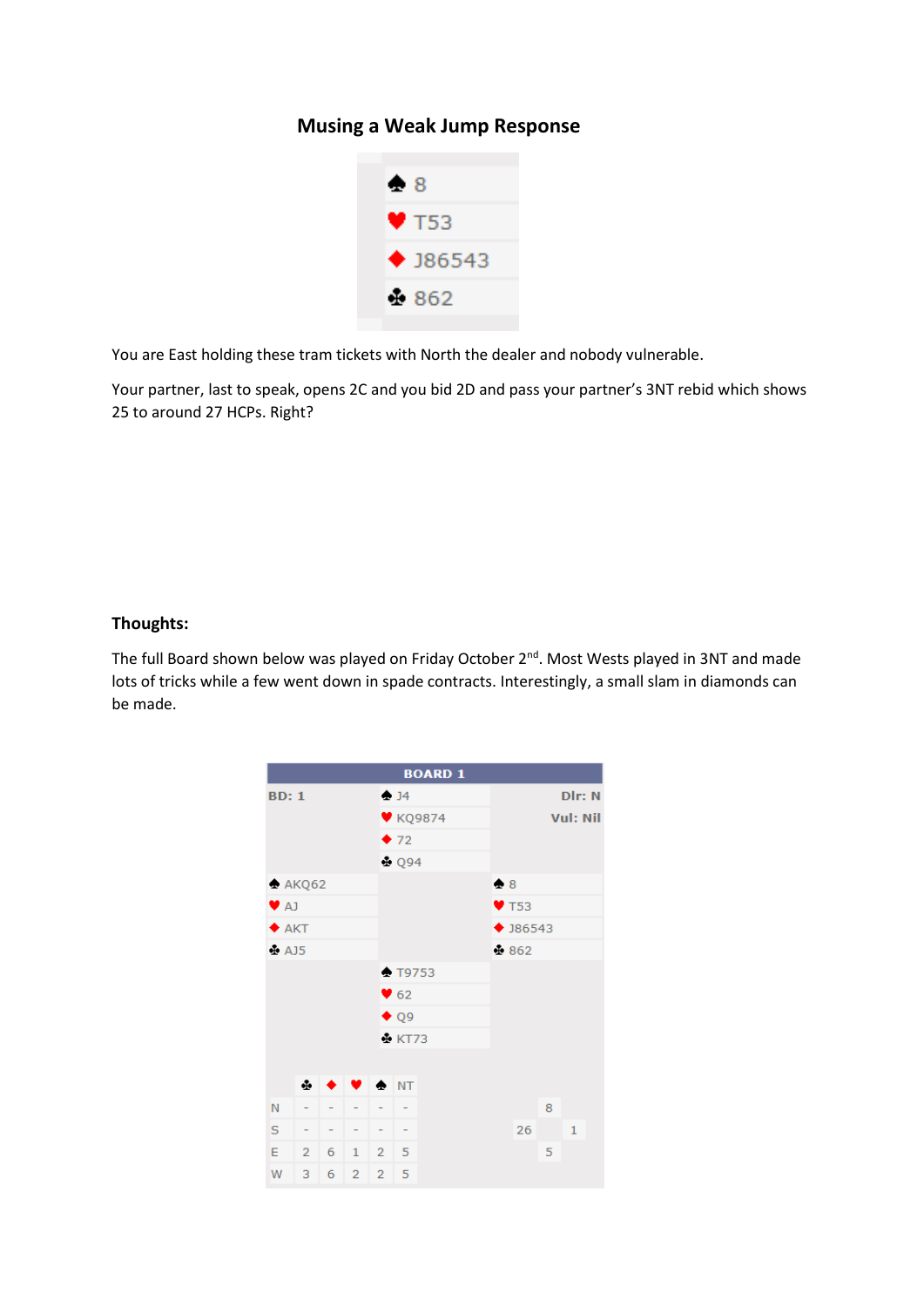# Musing a Weak Jump Response

| | |
|---|---|
| ♠ | 8 |
| ♥ | T53 |
| ♦ | J86543 |
| ♣ | 862 |

You are East holding these tram tickets with North the dealer and nobody vulnerable.

Your partner, last to speak, opens 2C and you bid 2D and pass your partner's 3NT rebid which shows 25 to around 27 HCPs. Right?

**Thoughts:**

The full Board shown below was played on Friday October 2nd. Most Wests played in 3NT and made lots of tricks while a few went down in spade contracts. Interestingly, a small slam in diamonds can be made.

**BOARD 1**

| BD: 1 | North | Dlr: N, Vul: Nil |
|---|---|---|
| | ♠ J4 | |
| | ♥ KQ9874 | |
| | ♦ 72 | |
| | ♣ Q94 | |

| West | East |
|---|---|
| ♠ AKQ62 | ♠ 8 |
| ♥ AJ | ♥ T53 |
| ♦ AKT | ♦ J86543 |
| ♣ AJ5 | ♣ 862 |

| South |
|---|
| ♠ T9753 |
| ♥ 62 |
| ♦ Q9 |
| ♣ KT73 |

| | ♣ | ♦ | ♥ | ♠ | NT |
|---|---|---|---|---|---|
| N | - | - | - | - | - |
| S | - | - | - | - | - |
| E | 2 | 6 | 1 | 2 | 5 |
| W | 3 | 6 | 2 | 2 | 5 |

HCP: N 8, W 26, E 5, S 1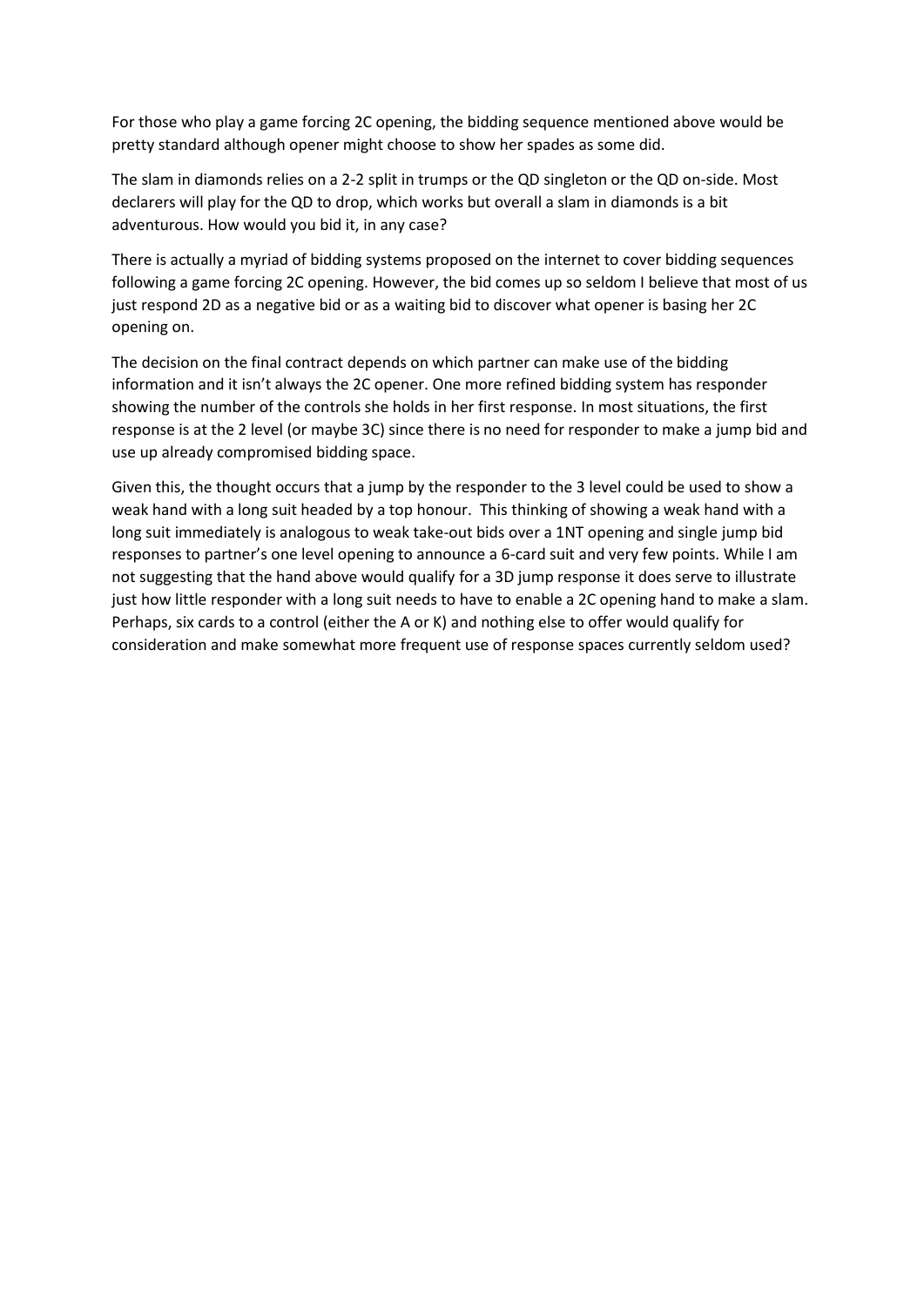For those who play a game forcing 2C opening, the bidding sequence mentioned above would be pretty standard although opener might choose to show her spades as some did.

The slam in diamonds relies on a 2-2 split in trumps or the QD singleton or the QD on-side. Most declarers will play for the QD to drop, which works but overall a slam in diamonds is a bit adventurous. How would you bid it, in any case?

There is actually a myriad of bidding systems proposed on the internet to cover bidding sequences following a game forcing 2C opening. However, the bid comes up so seldom I believe that most of us just respond 2D as a negative bid or as a waiting bid to discover what opener is basing her 2C opening on.

The decision on the final contract depends on which partner can make use of the bidding information and it isn't always the 2C opener. One more refined bidding system has responder showing the number of the controls she holds in her first response. In most situations, the first response is at the 2 level (or maybe 3C) since there is no need for responder to make a jump bid and use up already compromised bidding space.

Given this, the thought occurs that a jump by the responder to the 3 level could be used to show a weak hand with a long suit headed by a top honour. This thinking of showing a weak hand with a long suit immediately is analogous to weak take-out bids over a 1NT opening and single jump bid responses to partner's one level opening to announce a 6-card suit and very few points. While I am not suggesting that the hand above would qualify for a 3D jump response it does serve to illustrate just how little responder with a long suit needs to have to enable a 2C opening hand to make a slam. Perhaps, six cards to a control (either the A or K) and nothing else to offer would qualify for consideration and make somewhat more frequent use of response spaces currently seldom used?